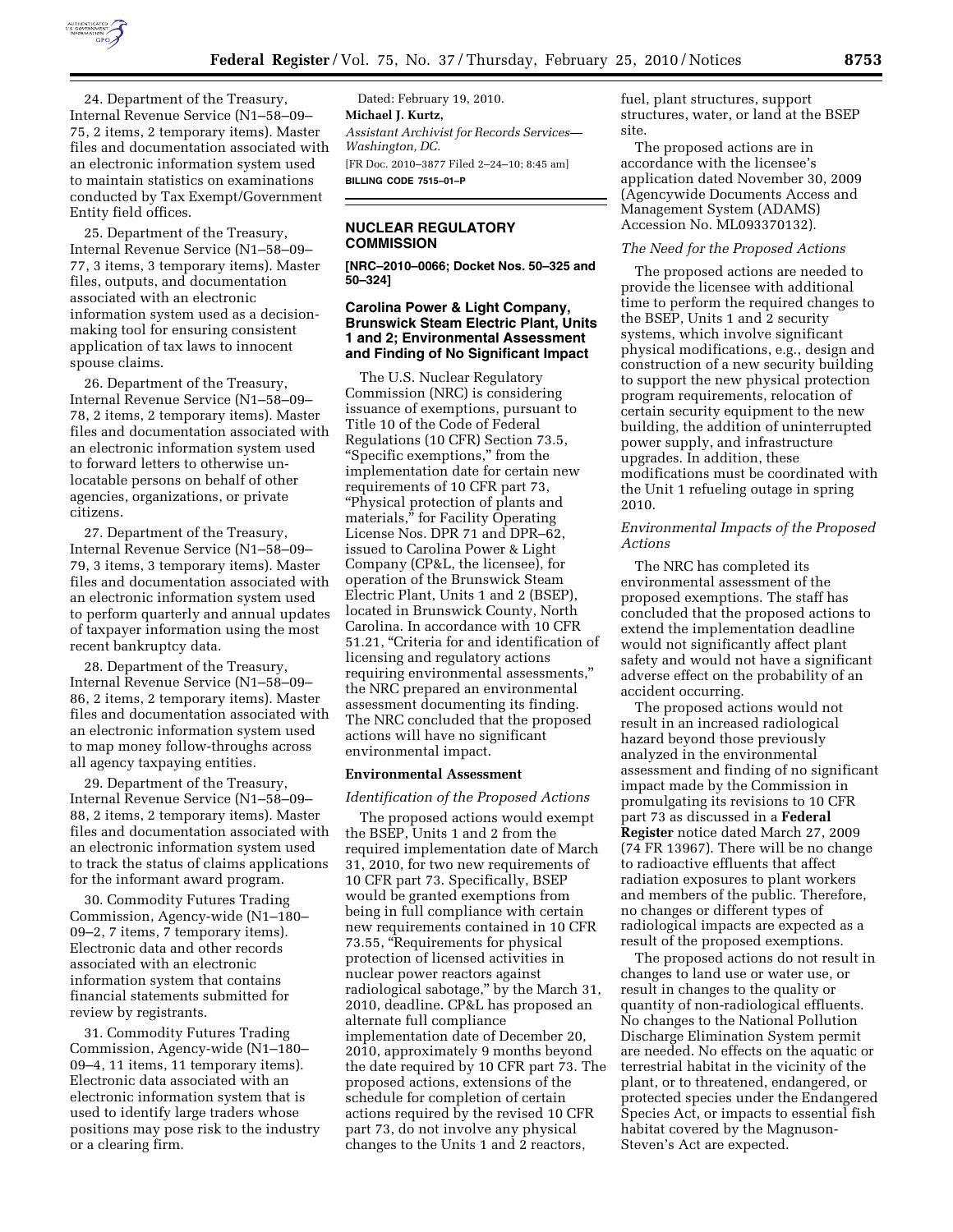24. Department of the Treasury, Internal Revenue Service (N1–58–09–75, 2 items, 2 temporary items). Master files and documentation associated with an electronic information system used to maintain statistics on examinations conducted by Tax Exempt/Government Entity field offices.

25. Department of the Treasury, Internal Revenue Service (N1–58–09–77, 3 items, 3 temporary items). Master files, outputs, and documentation associated with an electronic information system used as a decision-making tool for ensuring consistent application of tax laws to innocent spouse claims.

26. Department of the Treasury, Internal Revenue Service (N1–58–09–78, 2 items, 2 temporary items). Master files and documentation associated with an electronic information system used to forward letters to otherwise un-locatable persons on behalf of other agencies, organizations, or private citizens.

27. Department of the Treasury, Internal Revenue Service (N1–58–09–79, 3 items, 3 temporary items). Master files and documentation associated with an electronic information system used to perform quarterly and annual updates of taxpayer information using the most recent bankruptcy data.

28. Department of the Treasury, Internal Revenue Service (N1–58–09–86, 2 items, 2 temporary items). Master files and documentation associated with an electronic information system used to map money follow-throughs across all agency taxpaying entities.

29. Department of the Treasury, Internal Revenue Service (N1–58–09–88, 2 items, 2 temporary items). Master files and documentation associated with an electronic information system used to track the status of claims applications for the informant award program.

30. Commodity Futures Trading Commission, Agency-wide (N1–180–09–2, 7 items, 7 temporary items). Electronic data and other records associated with an electronic information system that contains financial statements submitted for review by registrants.

31. Commodity Futures Trading Commission, Agency-wide (N1–180–09–4, 11 items, 11 temporary items). Electronic data associated with an electronic information system that is used to identify large traders whose positions may pose risk to the industry or a clearing firm.

Dated: February 19, 2010.

**Michael J. Kurtz,**

*Assistant Archivist for Records Services—Washington, DC.*

[FR Doc. 2010–3877 Filed 2–24–10; 8:45 am]

**BILLING CODE 7515–01–P**

## NUCLEAR REGULATORY COMMISSION

**[NRC–2010–0066; Docket Nos. 50–325 and 50–324]**

### Carolina Power & Light Company, Brunswick Steam Electric Plant, Units 1 and 2; Environmental Assessment and Finding of No Significant Impact

The U.S. Nuclear Regulatory Commission (NRC) is considering issuance of exemptions, pursuant to Title 10 of the Code of Federal Regulations (10 CFR) Section 73.5, "Specific exemptions," from the implementation date for certain new requirements of 10 CFR part 73, "Physical protection of plants and materials," for Facility Operating License Nos. DPR 71 and DPR–62, issued to Carolina Power & Light Company (CP&L, the licensee), for operation of the Brunswick Steam Electric Plant, Units 1 and 2 (BSEP), located in Brunswick County, North Carolina. In accordance with 10 CFR 51.21, "Criteria for and identification of licensing and regulatory actions requiring environmental assessments," the NRC prepared an environmental assessment documenting its finding. The NRC concluded that the proposed actions will have no significant environmental impact.

#### Environmental Assessment

*Identification of the Proposed Actions*

The proposed actions would exempt the BSEP, Units 1 and 2 from the required implementation date of March 31, 2010, for two new requirements of 10 CFR part 73. Specifically, BSEP would be granted exemptions from being in full compliance with certain new requirements contained in 10 CFR 73.55, "Requirements for physical protection of licensed activities in nuclear power reactors against radiological sabotage," by the March 31, 2010, deadline. CP&L has proposed an alternate full compliance implementation date of December 20, 2010, approximately 9 months beyond the date required by 10 CFR part 73. The proposed actions, extensions of the schedule for completion of certain actions required by the revised 10 CFR part 73, do not involve any physical changes to the Units 1 and 2 reactors, fuel, plant structures, support structures, water, or land at the BSEP site.

The proposed actions are in accordance with the licensee's application dated November 30, 2009 (Agencywide Documents Access and Management System (ADAMS) Accession No. ML093370132).

*The Need for the Proposed Actions*

The proposed actions are needed to provide the licensee with additional time to perform the required changes to the BSEP, Units 1 and 2 security systems, which involve significant physical modifications, e.g., design and construction of a new security building to support the new physical protection program requirements, relocation of certain security equipment to the new building, the addition of uninterrupted power supply, and infrastructure upgrades. In addition, these modifications must be coordinated with the Unit 1 refueling outage in spring 2010.

*Environmental Impacts of the Proposed Actions*

The NRC has completed its environmental assessment of the proposed exemptions. The staff has concluded that the proposed actions to extend the implementation deadline would not significantly affect plant safety and would not have a significant adverse effect on the probability of an accident occurring.

The proposed actions would not result in an increased radiological hazard beyond those previously analyzed in the environmental assessment and finding of no significant impact made by the Commission in promulgating its revisions to 10 CFR part 73 as discussed in a **Federal Register** notice dated March 27, 2009 (74 FR 13967). There will be no change to radioactive effluents that affect radiation exposures to plant workers and members of the public. Therefore, no changes or different types of radiological impacts are expected as a result of the proposed exemptions.

The proposed actions do not result in changes to land use or water use, or result in changes to the quality or quantity of non-radiological effluents. No changes to the National Pollution Discharge Elimination System permit are needed. No effects on the aquatic or terrestrial habitat in the vicinity of the plant, or to threatened, endangered, or protected species under the Endangered Species Act, or impacts to essential fish habitat covered by the Magnuson-Steven's Act are expected.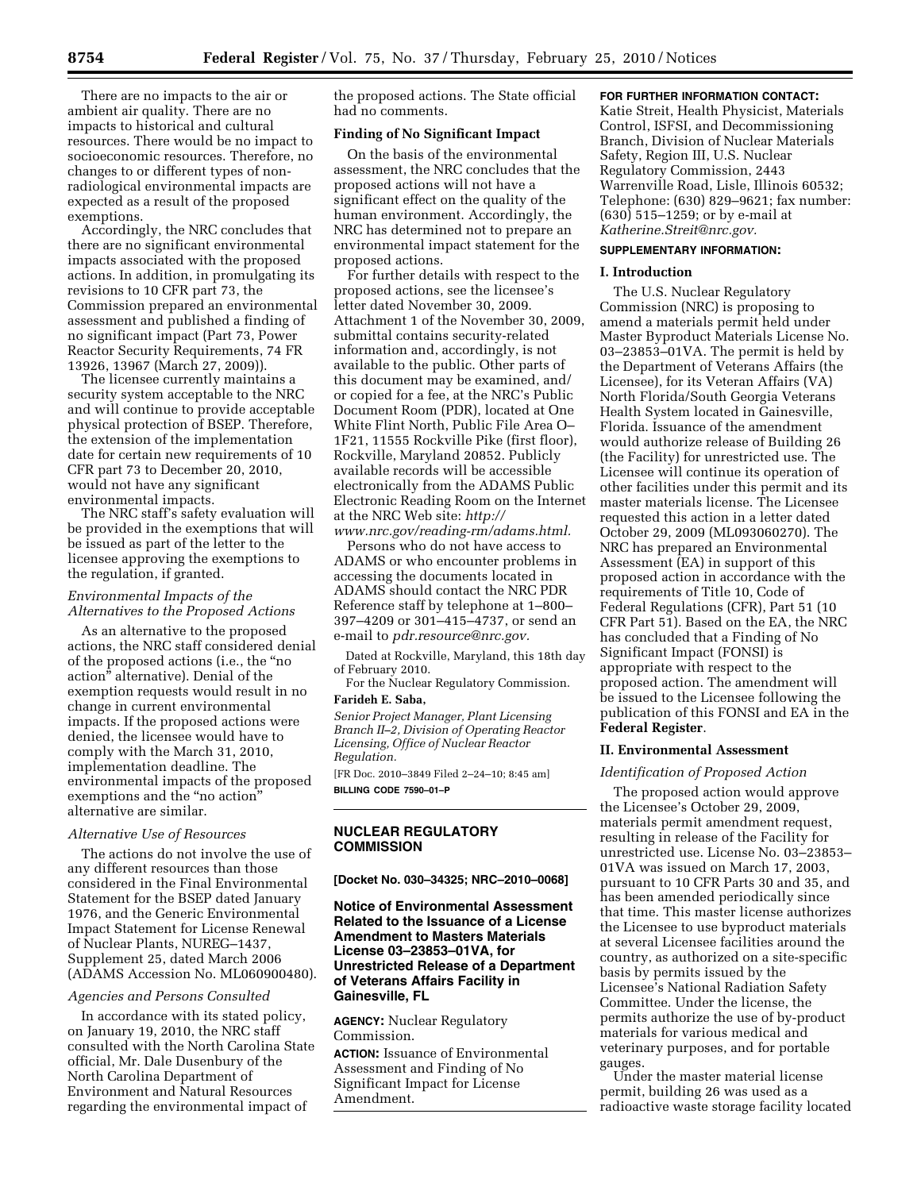There are no impacts to the air or ambient air quality. There are no impacts to historical and cultural resources. There would be no impact to socioeconomic resources. Therefore, no changes to or different types of non-radiological environmental impacts are expected as a result of the proposed exemptions.

Accordingly, the NRC concludes that there are no significant environmental impacts associated with the proposed actions. In addition, in promulgating its revisions to 10 CFR part 73, the Commission prepared an environmental assessment and published a finding of no significant impact (Part 73, Power Reactor Security Requirements, 74 FR 13926, 13967 (March 27, 2009)).

The licensee currently maintains a security system acceptable to the NRC and will continue to provide acceptable physical protection of BSEP. Therefore, the extension of the implementation date for certain new requirements of 10 CFR part 73 to December 20, 2010, would not have any significant environmental impacts.

The NRC staff's safety evaluation will be provided in the exemptions that will be issued as part of the letter to the licensee approving the exemptions to the regulation, if granted.

### *Environmental Impacts of the Alternatives to the Proposed Actions*

As an alternative to the proposed actions, the NRC staff considered denial of the proposed actions (i.e., the "no action" alternative). Denial of the exemption requests would result in no change in current environmental impacts. If the proposed actions were denied, the licensee would have to comply with the March 31, 2010, implementation deadline. The environmental impacts of the proposed exemptions and the "no action" alternative are similar.

### *Alternative Use of Resources*

The actions do not involve the use of any different resources than those considered in the Final Environmental Statement for the BSEP dated January 1976, and the Generic Environmental Impact Statement for License Renewal of Nuclear Plants, NUREG–1437, Supplement 25, dated March 2006 (ADAMS Accession No. ML060900480).

### *Agencies and Persons Consulted*

In accordance with its stated policy, on January 19, 2010, the NRC staff consulted with the North Carolina State official, Mr. Dale Dusenbury of the North Carolina Department of Environment and Natural Resources regarding the environmental impact of the proposed actions. The State official had no comments.

### Finding of No Significant Impact

On the basis of the environmental assessment, the NRC concludes that the proposed actions will not have a significant effect on the quality of the human environment. Accordingly, the NRC has determined not to prepare an environmental impact statement for the proposed actions.

For further details with respect to the proposed actions, see the licensee's letter dated November 30, 2009. Attachment 1 of the November 30, 2009, submittal contains security-related information and, accordingly, is not available to the public. Other parts of this document may be examined, and/or copied for a fee, at the NRC's Public Document Room (PDR), located at One White Flint North, Public File Area O–1F21, 11555 Rockville Pike (first floor), Rockville, Maryland 20852. Publicly available records will be accessible electronically from the ADAMS Public Electronic Reading Room on the Internet at the NRC Web site: *http://www.nrc.gov/reading-rm/adams.html.*

Persons who do not have access to ADAMS or who encounter problems in accessing the documents located in ADAMS should contact the NRC PDR Reference staff by telephone at 1–800–397–4209 or 301–415–4737, or send an e-mail to *pdr.resource@nrc.gov.*

Dated at Rockville, Maryland, this 18th day of February 2010.

For the Nuclear Regulatory Commission.

**Farideh E. Saba,**

*Senior Project Manager, Plant Licensing Branch II–2, Division of Operating Reactor Licensing, Office of Nuclear Reactor Regulation.*

[FR Doc. 2010–3849 Filed 2–24–10; 8:45 am]

**BILLING CODE 7590–01–P**

---

## NUCLEAR REGULATORY COMMISSION

**[Docket No. 030–34325; NRC–2010–0068]**

## Notice of Environmental Assessment Related to the Issuance of a License Amendment to Masters Materials License 03–23853–01VA, for Unrestricted Release of a Department of Veterans Affairs Facility in Gainesville, FL

**AGENCY:** Nuclear Regulatory Commission.

**ACTION:** Issuance of Environmental Assessment and Finding of No Significant Impact for License Amendment.

**FOR FURTHER INFORMATION CONTACT:** Katie Streit, Health Physicist, Materials Control, ISFSI, and Decommissioning Branch, Division of Nuclear Materials Safety, Region III, U.S. Nuclear Regulatory Commission, 2443 Warrenville Road, Lisle, Illinois 60532; Telephone: (630) 829–9621; fax number: (630) 515–1259; or by e-mail at *Katherine.Streit@nrc.gov.*

**SUPPLEMENTARY INFORMATION:**

### I. Introduction

The U.S. Nuclear Regulatory Commission (NRC) is proposing to amend a materials permit held under Master Byproduct Materials License No. 03–23853–01VA. The permit is held by the Department of Veterans Affairs (the Licensee), for its Veteran Affairs (VA) North Florida/South Georgia Veterans Health System located in Gainesville, Florida. Issuance of the amendment would authorize release of Building 26 (the Facility) for unrestricted use. The Licensee will continue its operation of other facilities under this permit and its master materials license. The Licensee requested this action in a letter dated October 29, 2009 (ML093060270). The NRC has prepared an Environmental Assessment (EA) in support of this proposed action in accordance with the requirements of Title 10, Code of Federal Regulations (CFR), Part 51 (10 CFR Part 51). Based on the EA, the NRC has concluded that a Finding of No Significant Impact (FONSI) is appropriate with respect to the proposed action. The amendment will be issued to the Licensee following the publication of this FONSI and EA in the **Federal Register**.

### II. Environmental Assessment

#### *Identification of Proposed Action*

The proposed action would approve the Licensee's October 29, 2009, materials permit amendment request, resulting in release of the Facility for unrestricted use. License No. 03–23853–01VA was issued on March 17, 2003, pursuant to 10 CFR Parts 30 and 35, and has been amended periodically since that time. This master license authorizes the Licensee to use byproduct materials at several Licensee facilities around the country, as authorized on a site-specific basis by permits issued by the Licensee's National Radiation Safety Committee. Under the license, the permits authorize the use of by-product materials for various medical and veterinary purposes, and for portable gauges.

Under the master material license permit, building 26 was used as a radioactive waste storage facility located